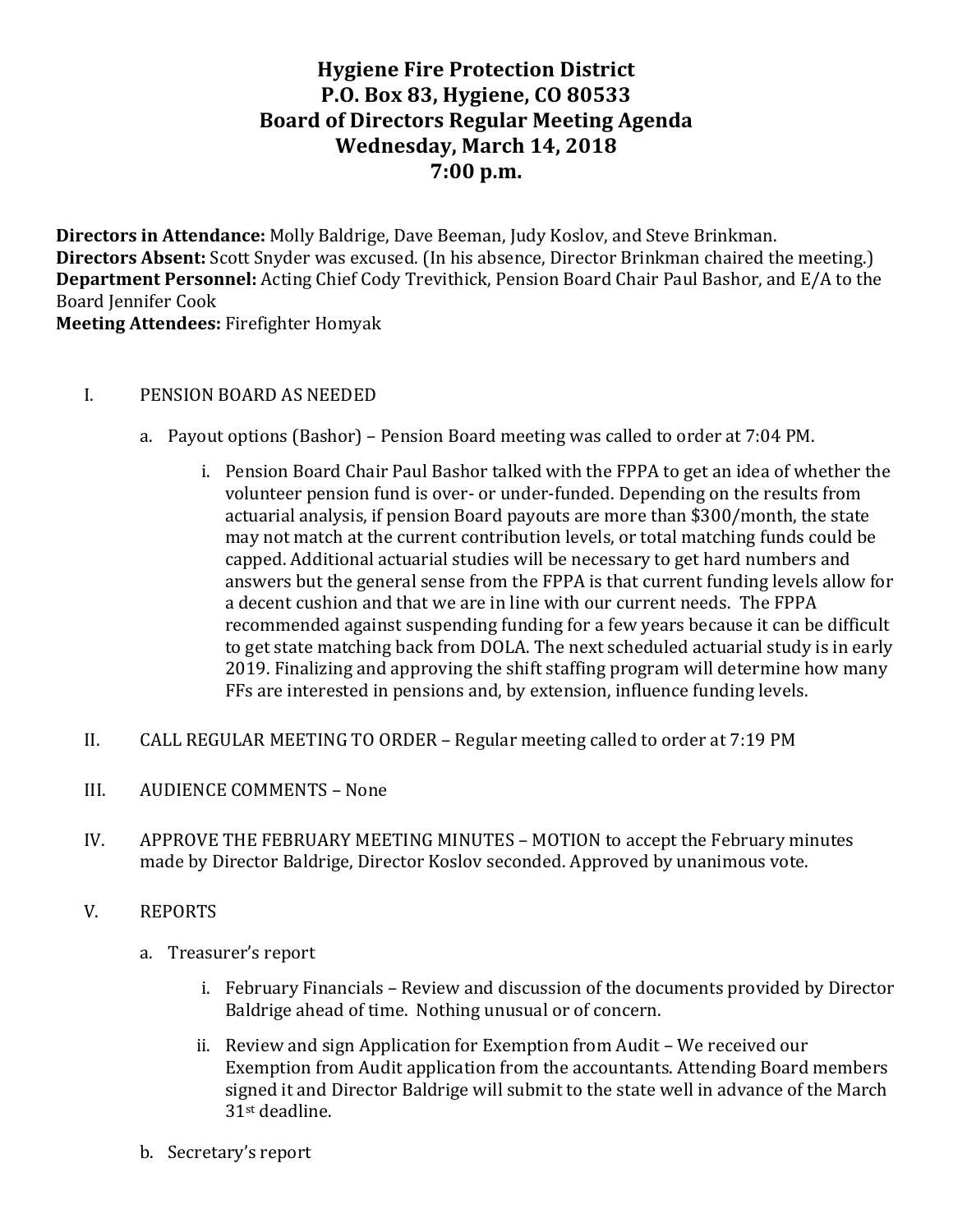# Hygiene Fire Protection District
## P.O. Box 83, Hygiene, CO 80533
## Board of Directors Regular Meeting Agenda
## Wednesday, March 14, 2018
## 7:00 p.m.

**Directors in Attendance:** Molly Baldrige, Dave Beeman, Judy Koslov, and Steve Brinkman.
**Directors Absent:** Scott Snyder was excused. (In his absence, Director Brinkman chaired the meeting.)
**Department Personnel:** Acting Chief Cody Trevithick, Pension Board Chair Paul Bashor, and E/A to the Board Jennifer Cook
**Meeting Attendees:** Firefighter Homyak

I. PENSION BOARD AS NEEDED

   a. Payout options (Bashor) – Pension Board meeting was called to order at 7:04 PM.

      i. Pension Board Chair Paul Bashor talked with the FPPA to get an idea of whether the volunteer pension fund is over- or under-funded. Depending on the results from actuarial analysis, if pension Board payouts are more than $300/month, the state may not match at the current contribution levels, or total matching funds could be capped. Additional actuarial studies will be necessary to get hard numbers and answers but the general sense from the FPPA is that current funding levels allow for a decent cushion and that we are in line with our current needs. The FPPA recommended against suspending funding for a few years because it can be difficult to get state matching back from DOLA. The next scheduled actuarial study is in early 2019. Finalizing and approving the shift staffing program will determine how many FFs are interested in pensions and, by extension, influence funding levels.

II. CALL REGULAR MEETING TO ORDER – Regular meeting called to order at 7:19 PM

III. AUDIENCE COMMENTS – None

IV. APPROVE THE FEBRUARY MEETING MINUTES – MOTION to accept the February minutes made by Director Baldrige, Director Koslov seconded. Approved by unanimous vote.

V. REPORTS

   a. Treasurer's report

      i. February Financials – Review and discussion of the documents provided by Director Baldrige ahead of time. Nothing unusual or of concern.

      ii. Review and sign Application for Exemption from Audit – We received our Exemption from Audit application from the accountants. Attending Board members signed it and Director Baldrige will submit to the state well in advance of the March 31st deadline.

   b. Secretary's report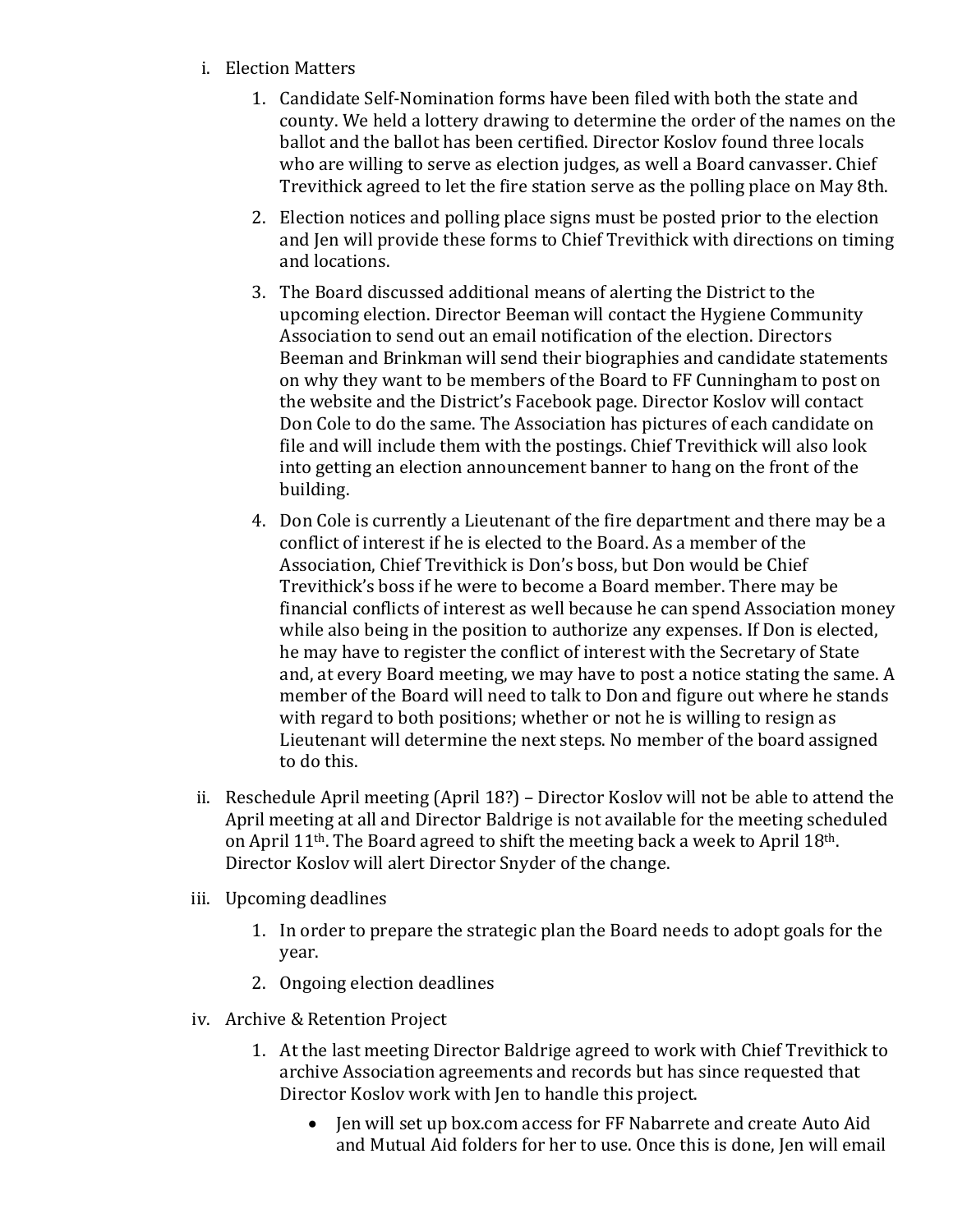i. Election Matters

   1. Candidate Self-Nomination forms have been filed with both the state and county. We held a lottery drawing to determine the order of the names on the ballot and the ballot has been certified. Director Koslov found three locals who are willing to serve as election judges, as well a Board canvasser. Chief Trevithick agreed to let the fire station serve as the polling place on May 8th.

   2. Election notices and polling place signs must be posted prior to the election and Jen will provide these forms to Chief Trevithick with directions on timing and locations.

   3. The Board discussed additional means of alerting the District to the upcoming election. Director Beeman will contact the Hygiene Community Association to send out an email notification of the election. Directors Beeman and Brinkman will send their biographies and candidate statements on why they want to be members of the Board to FF Cunningham to post on the website and the District's Facebook page. Director Koslov will contact Don Cole to do the same. The Association has pictures of each candidate on file and will include them with the postings. Chief Trevithick will also look into getting an election announcement banner to hang on the front of the building.

   4. Don Cole is currently a Lieutenant of the fire department and there may be a conflict of interest if he is elected to the Board. As a member of the Association, Chief Trevithick is Don's boss, but Don would be Chief Trevithick's boss if he were to become a Board member. There may be financial conflicts of interest as well because he can spend Association money while also being in the position to authorize any expenses. If Don is elected, he may have to register the conflict of interest with the Secretary of State and, at every Board meeting, we may have to post a notice stating the same. A member of the Board will need to talk to Don and figure out where he stands with regard to both positions; whether or not he is willing to resign as Lieutenant will determine the next steps. No member of the board assigned to do this.

ii. Reschedule April meeting (April 18?) – Director Koslov will not be able to attend the April meeting at all and Director Baldrige is not available for the meeting scheduled on April 11th. The Board agreed to shift the meeting back a week to April 18th. Director Koslov will alert Director Snyder of the change.

iii. Upcoming deadlines

   1. In order to prepare the strategic plan the Board needs to adopt goals for the year.

   2. Ongoing election deadlines

iv. Archive & Retention Project

   1. At the last meeting Director Baldrige agreed to work with Chief Trevithick to archive Association agreements and records but has since requested that Director Koslov work with Jen to handle this project.

      - Jen will set up box.com access for FF Nabarrete and create Auto Aid and Mutual Aid folders for her to use. Once this is done, Jen will email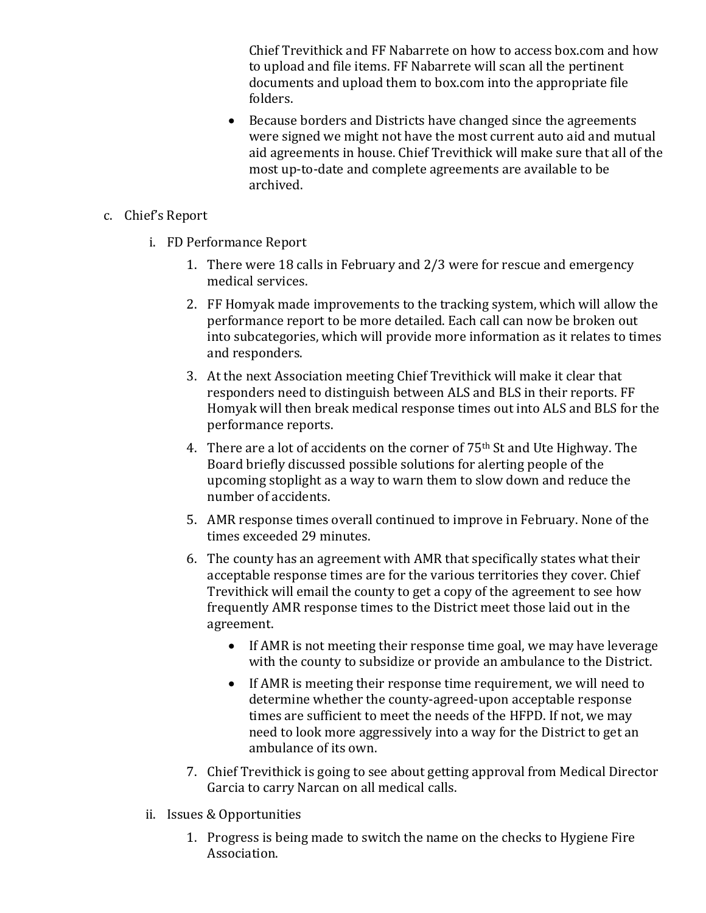- Chief Trevithick and FF Nabarrete on how to access box.com and how to upload and file items. FF Nabarrete will scan all the pertinent documents and upload them to box.com into the appropriate file folders.
    - Because borders and Districts have changed since the agreements were signed we might not have the most current auto aid and mutual aid agreements in house. Chief Trevithick will make sure that all of the most up-to-date and complete agreements are available to be archived.

c. Chief's Report

   i. FD Performance Report

      1. There were 18 calls in February and 2/3 were for rescue and emergency medical services.
      2. FF Homyak made improvements to the tracking system, which will allow the performance report to be more detailed. Each call can now be broken out into subcategories, which will provide more information as it relates to times and responders.
      3. At the next Association meeting Chief Trevithick will make it clear that responders need to distinguish between ALS and BLS in their reports. FF Homyak will then break medical response times out into ALS and BLS for the performance reports.
      4. There are a lot of accidents on the corner of 75th St and Ute Highway. The Board briefly discussed possible solutions for alerting people of the upcoming stoplight as a way to warn them to slow down and reduce the number of accidents.
      5. AMR response times overall continued to improve in February. None of the times exceeded 29 minutes.
      6. The county has an agreement with AMR that specifically states what their acceptable response times are for the various territories they cover. Chief Trevithick will email the county to get a copy of the agreement to see how frequently AMR response times to the District meet those laid out in the agreement.
         - If AMR is not meeting their response time goal, we may have leverage with the county to subsidize or provide an ambulance to the District.
         - If AMR is meeting their response time requirement, we will need to determine whether the county-agreed-upon acceptable response times are sufficient to meet the needs of the HFPD. If not, we may need to look more aggressively into a way for the District to get an ambulance of its own.
      7. Chief Trevithick is going to see about getting approval from Medical Director Garcia to carry Narcan on all medical calls.

   ii. Issues & Opportunities

      1. Progress is being made to switch the name on the checks to Hygiene Fire Association.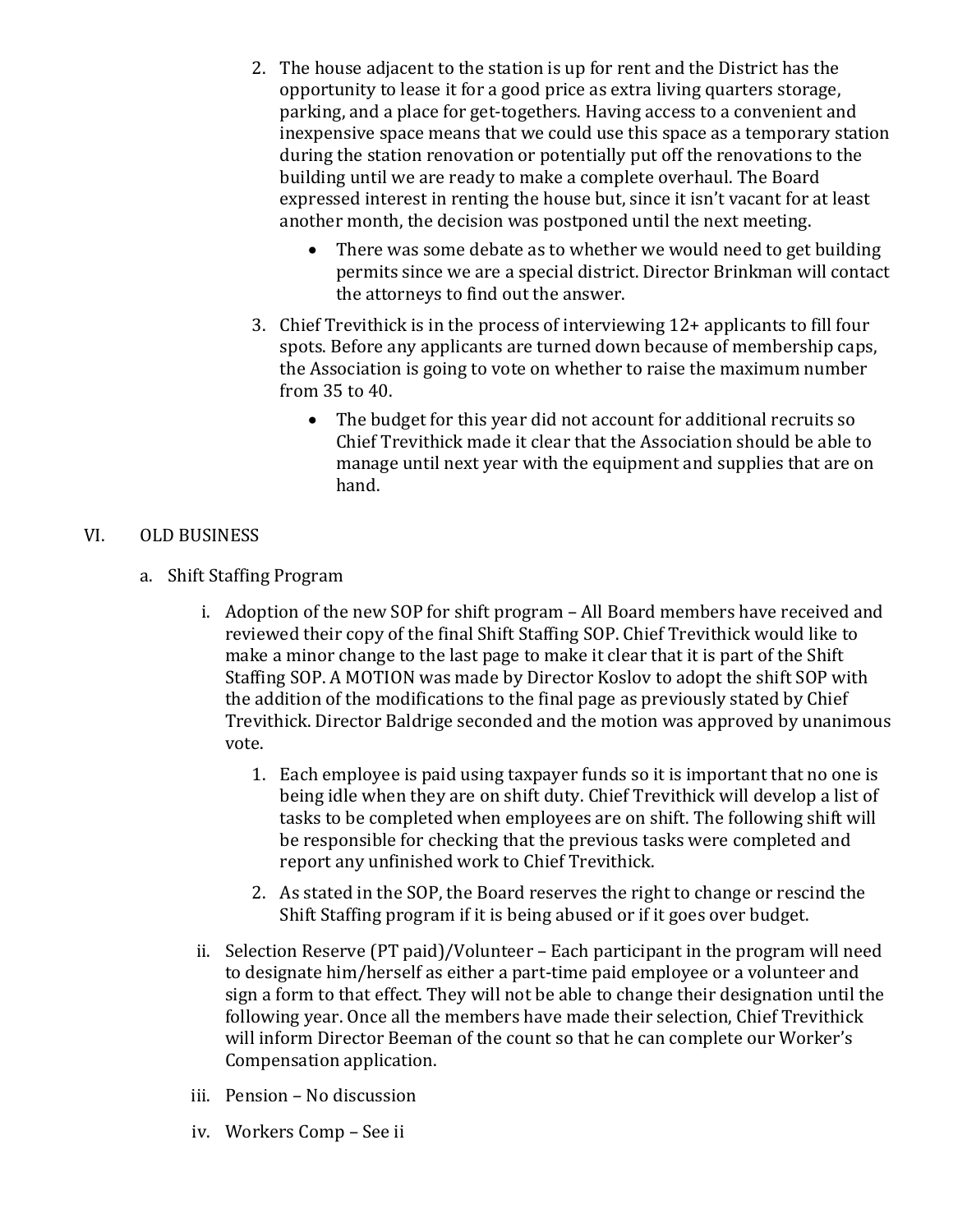2. The house adjacent to the station is up for rent and the District has the opportunity to lease it for a good price as extra living quarters storage, parking, and a place for get-togethers. Having access to a convenient and inexpensive space means that we could use this space as a temporary station during the station renovation or potentially put off the renovations to the building until we are ready to make a complete overhaul. The Board expressed interest in renting the house but, since it isn't vacant for at least another month, the decision was postponed until the next meeting.
   - There was some debate as to whether we would need to get building permits since we are a special district. Director Brinkman will contact the attorneys to find out the answer.
3. Chief Trevithick is in the process of interviewing 12+ applicants to fill four spots. Before any applicants are turned down because of membership caps, the Association is going to vote on whether to raise the maximum number from 35 to 40.
   - The budget for this year did not account for additional recruits so Chief Trevithick made it clear that the Association should be able to manage until next year with the equipment and supplies that are on hand.

VI. OLD BUSINESS

a. Shift Staffing Program

i. Adoption of the new SOP for shift program – All Board members have received and reviewed their copy of the final Shift Staffing SOP. Chief Trevithick would like to make a minor change to the last page to make it clear that it is part of the Shift Staffing SOP. A MOTION was made by Director Koslov to adopt the shift SOP with the addition of the modifications to the final page as previously stated by Chief Trevithick. Director Baldrige seconded and the motion was approved by unanimous vote.

1. Each employee is paid using taxpayer funds so it is important that no one is being idle when they are on shift duty. Chief Trevithick will develop a list of tasks to be completed when employees are on shift. The following shift will be responsible for checking that the previous tasks were completed and report any unfinished work to Chief Trevithick.
2. As stated in the SOP, the Board reserves the right to change or rescind the Shift Staffing program if it is being abused or if it goes over budget.

ii. Selection Reserve (PT paid)/Volunteer – Each participant in the program will need to designate him/herself as either a part-time paid employee or a volunteer and sign a form to that effect. They will not be able to change their designation until the following year. Once all the members have made their selection, Chief Trevithick will inform Director Beeman of the count so that he can complete our Worker's Compensation application.

iii. Pension – No discussion

iv. Workers Comp – See ii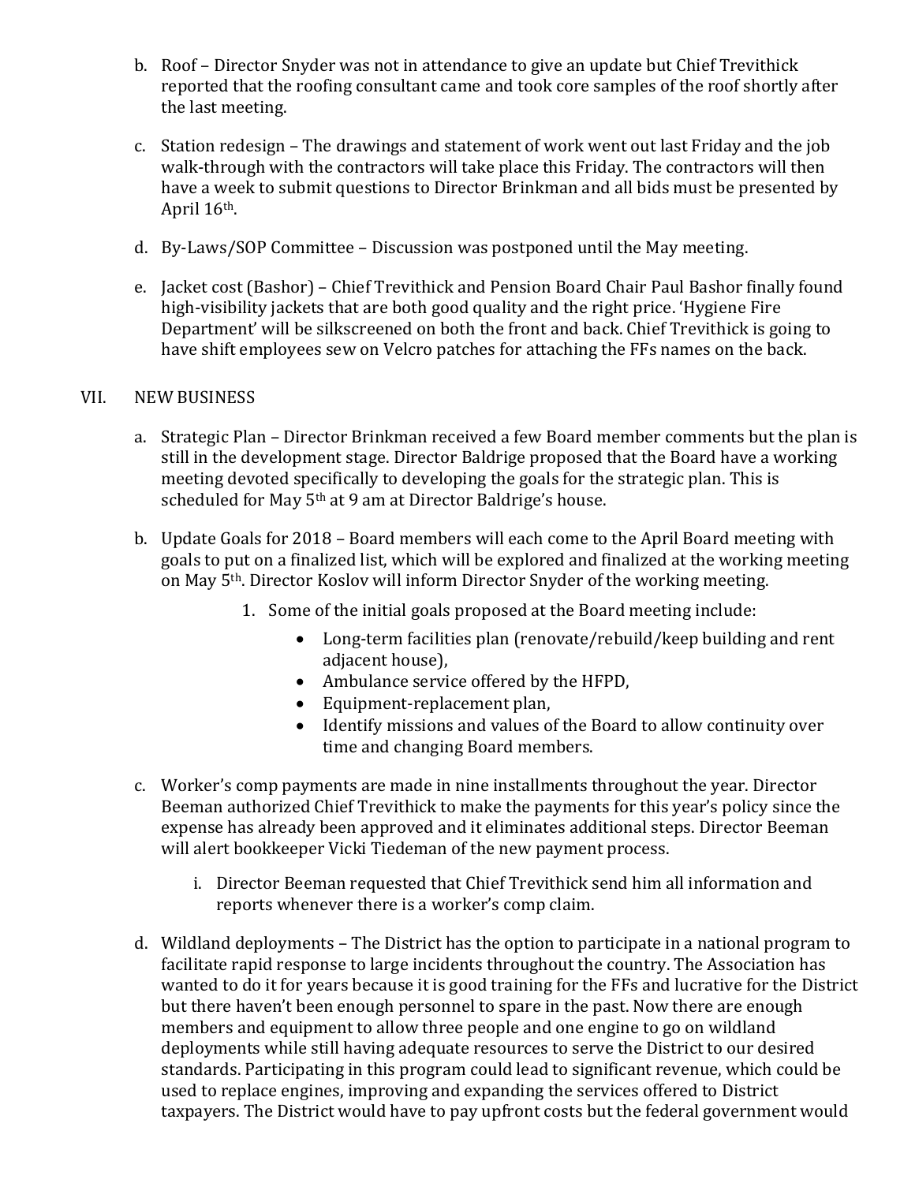b. Roof – Director Snyder was not in attendance to give an update but Chief Trevithick reported that the roofing consultant came and took core samples of the roof shortly after the last meeting.

c. Station redesign – The drawings and statement of work went out last Friday and the job walk-through with the contractors will take place this Friday. The contractors will then have a week to submit questions to Director Brinkman and all bids must be presented by April 16th.

d. By-Laws/SOP Committee – Discussion was postponed until the May meeting.

e. Jacket cost (Bashor) – Chief Trevithick and Pension Board Chair Paul Bashor finally found high-visibility jackets that are both good quality and the right price. 'Hygiene Fire Department' will be silkscreened on both the front and back. Chief Trevithick is going to have shift employees sew on Velcro patches for attaching the FFs names on the back.

## VII. NEW BUSINESS

a. Strategic Plan – Director Brinkman received a few Board member comments but the plan is still in the development stage. Director Baldrige proposed that the Board have a working meeting devoted specifically to developing the goals for the strategic plan. This is scheduled for May 5th at 9 am at Director Baldrige's house.

b. Update Goals for 2018 – Board members will each come to the April Board meeting with goals to put on a finalized list, which will be explored and finalized at the working meeting on May 5th. Director Koslov will inform Director Snyder of the working meeting.

   1. Some of the initial goals proposed at the Board meeting include:
      - Long-term facilities plan (renovate/rebuild/keep building and rent adjacent house),
      - Ambulance service offered by the HFPD,
      - Equipment-replacement plan,
      - Identify missions and values of the Board to allow continuity over time and changing Board members.

c. Worker's comp payments are made in nine installments throughout the year. Director Beeman authorized Chief Trevithick to make the payments for this year's policy since the expense has already been approved and it eliminates additional steps. Director Beeman will alert bookkeeper Vicki Tiedeman of the new payment process.

   i. Director Beeman requested that Chief Trevithick send him all information and reports whenever there is a worker's comp claim.

d. Wildland deployments – The District has the option to participate in a national program to facilitate rapid response to large incidents throughout the country. The Association has wanted to do it for years because it is good training for the FFs and lucrative for the District but there haven't been enough personnel to spare in the past. Now there are enough members and equipment to allow three people and one engine to go on wildland deployments while still having adequate resources to serve the District to our desired standards. Participating in this program could lead to significant revenue, which could be used to replace engines, improving and expanding the services offered to District taxpayers. The District would have to pay upfront costs but the federal government would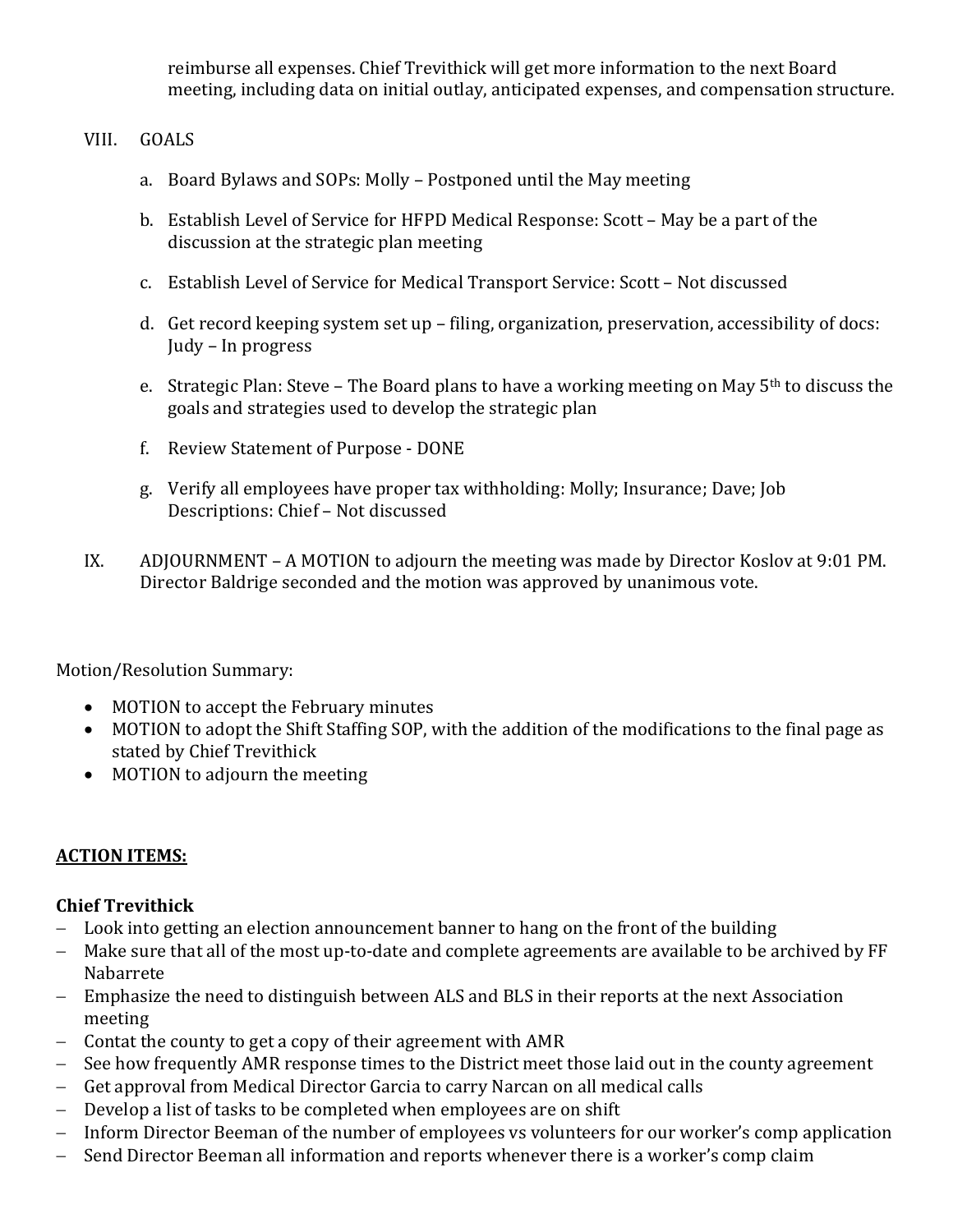reimburse all expenses. Chief Trevithick will get more information to the next Board meeting, including data on initial outlay, anticipated expenses, and compensation structure.

VIII. GOALS

a. Board Bylaws and SOPs: Molly – Postponed until the May meeting

b. Establish Level of Service for HFPD Medical Response: Scott – May be a part of the discussion at the strategic plan meeting

c. Establish Level of Service for Medical Transport Service: Scott – Not discussed

d. Get record keeping system set up – filing, organization, preservation, accessibility of docs: Judy – In progress

e. Strategic Plan: Steve – The Board plans to have a working meeting on May 5th to discuss the goals and strategies used to develop the strategic plan

f. Review Statement of Purpose - DONE

g. Verify all employees have proper tax withholding: Molly; Insurance; Dave; Job Descriptions: Chief – Not discussed

IX. ADJOURNMENT – A MOTION to adjourn the meeting was made by Director Koslov at 9:01 PM. Director Baldrige seconded and the motion was approved by unanimous vote.

Motion/Resolution Summary:

- MOTION to accept the February minutes
- MOTION to adopt the Shift Staffing SOP, with the addition of the modifications to the final page as stated by Chief Trevithick
- MOTION to adjourn the meeting

**ACTION ITEMS:**

**Chief Trevithick**

- Look into getting an election announcement banner to hang on the front of the building
- Make sure that all of the most up-to-date and complete agreements are available to be archived by FF Nabarrete
- Emphasize the need to distinguish between ALS and BLS in their reports at the next Association meeting
- Contat the county to get a copy of their agreement with AMR
- See how frequently AMR response times to the District meet those laid out in the county agreement
- Get approval from Medical Director Garcia to carry Narcan on all medical calls
- Develop a list of tasks to be completed when employees are on shift
- Inform Director Beeman of the number of employees vs volunteers for our worker's comp application
- Send Director Beeman all information and reports whenever there is a worker's comp claim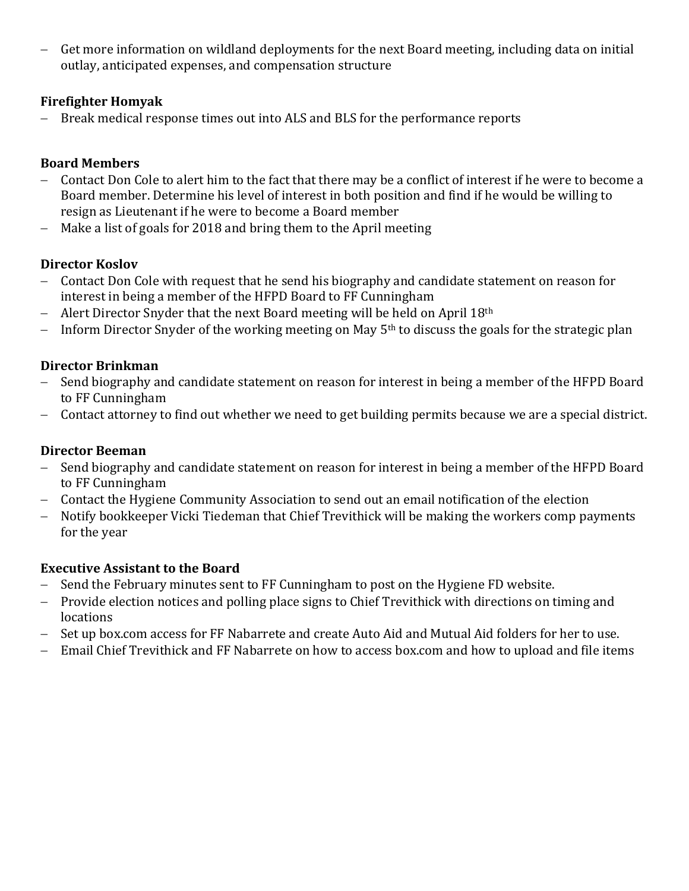- Get more information on wildland deployments for the next Board meeting, including data on initial outlay, anticipated expenses, and compensation structure

**Firefighter Homyak**
- Break medical response times out into ALS and BLS for the performance reports

**Board Members**
- Contact Don Cole to alert him to the fact that there may be a conflict of interest if he were to become a Board member. Determine his level of interest in both position and find if he would be willing to resign as Lieutenant if he were to become a Board member
- Make a list of goals for 2018 and bring them to the April meeting

**Director Koslov**
- Contact Don Cole with request that he send his biography and candidate statement on reason for interest in being a member of the HFPD Board to FF Cunningham
- Alert Director Snyder that the next Board meeting will be held on April 18th
- Inform Director Snyder of the working meeting on May 5th to discuss the goals for the strategic plan

**Director Brinkman**
- Send biography and candidate statement on reason for interest in being a member of the HFPD Board to FF Cunningham
- Contact attorney to find out whether we need to get building permits because we are a special district.

**Director Beeman**
- Send biography and candidate statement on reason for interest in being a member of the HFPD Board to FF Cunningham
- Contact the Hygiene Community Association to send out an email notification of the election
- Notify bookkeeper Vicki Tiedeman that Chief Trevithick will be making the workers comp payments for the year

**Executive Assistant to the Board**
- Send the February minutes sent to FF Cunningham to post on the Hygiene FD website.
- Provide election notices and polling place signs to Chief Trevithick with directions on timing and locations
- Set up box.com access for FF Nabarrete and create Auto Aid and Mutual Aid folders for her to use.
- Email Chief Trevithick and FF Nabarrete on how to access box.com and how to upload and file items